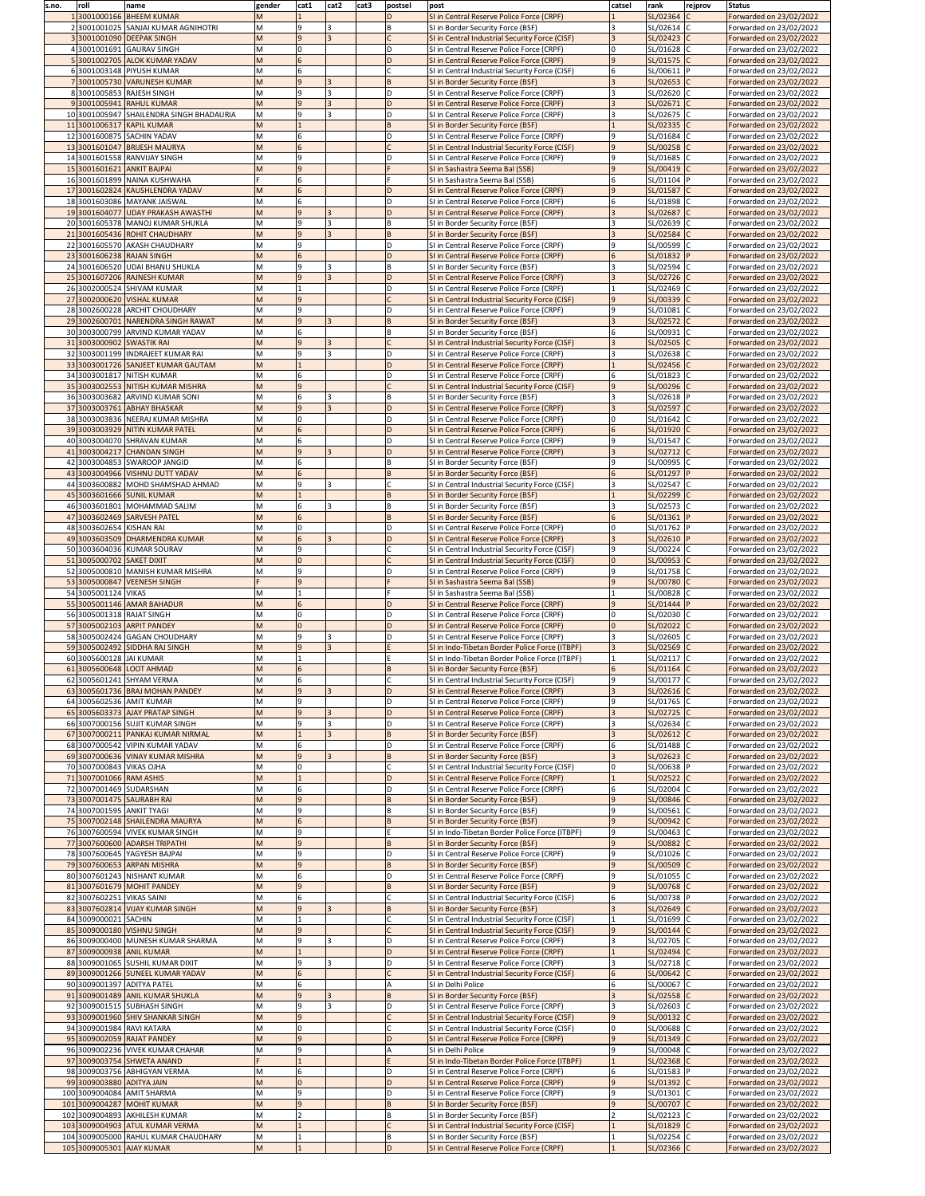| s.no. | roll | name | gender | cat1 | cat2 | cat3 | postsel | post | catsel | rank | rejprov | Status |
|---|---|---|---|---|---|---|---|---|---|---|---|---|
| 1 | 3001000166 | BHEEM KUMAR | M | 1 | | | D | SI in Central Reserve Police Force (CRPF) | 1 | SL/02364 | C | Forwarded on 23/02/2022 |
| 2 | 3001001025 | SANJAI KUMAR AGNIHOTRI | M | 9 | 3 | | B | SI in Border Security Force (BSF) | 3 | SL/02614 | C | Forwarded on 23/02/2022 |
| 3 | 3001001090 | DEEPAK SINGH | M | 9 | 3 | | C | SI in Central Industrial Security Force (CISF) | 3 | SL/02423 | C | Forwarded on 23/02/2022 |
| 4 | 3001001691 | GAURAV SINGH | M | 0 | | | D | SI in Central Reserve Police Force (CRPF) | 0 | SL/01628 | C | Forwarded on 23/02/2022 |
| 5 | 3001002705 | ALOK KUMAR YADAV | M | 6 | | | D | SI in Central Reserve Police Force (CRPF) | 9 | SL/01575 | C | Forwarded on 23/02/2022 |
| 6 | 3001003148 | PIYUSH KUMAR | M | 6 | | | C | SI in Central Industrial Security Force (CISF) | 6 | SL/00611 | P | Forwarded on 23/02/2022 |
| 7 | 3001005730 | VARUNESH KUMAR | M | 9 | 3 | | B | SI in Border Security Force (BSF) | 3 | SL/02653 | C | Forwarded on 23/02/2022 |
| 8 | 3001005853 | RAJESH SINGH | M | 9 | 3 | | D | SI in Central Reserve Police Force (CRPF) | 3 | SL/02620 | C | Forwarded on 23/02/2022 |
| 9 | 3001005941 | RAHUL KUMAR | M | 9 | 3 | | D | SI in Central Reserve Police Force (CRPF) | 3 | SL/02671 | C | Forwarded on 23/02/2022 |
| 10 | 3001005947 | SHAILENDRA SINGH BHADAURIA | M | 9 | 3 | | D | SI in Central Reserve Police Force (CRPF) | 3 | SL/02675 | C | Forwarded on 23/02/2022 |
| 11 | 3001006317 | KAPIL KUMAR | M | 1 | | | B | SI in Border Security Force (BSF) | 1 | SL/02335 | C | Forwarded on 23/02/2022 |
| 12 | 3001600875 | SACHIN YADAV | M | 6 | | | D | SI in Central Reserve Police Force (CRPF) | 9 | SL/01684 | C | Forwarded on 23/02/2022 |
| 13 | 3001601047 | BRIJESH MAURYA | M | 6 | | | C | SI in Central Industrial Security Force (CISF) | 9 | SL/00258 | C | Forwarded on 23/02/2022 |
| 14 | 3001601558 | RANVIJAY SINGH | M | 9 | | | D | SI in Central Reserve Police Force (CRPF) | 9 | SL/01685 | C | Forwarded on 23/02/2022 |
| 15 | 3001601621 | ANKIT BAJPAI | M | 9 | | | F | SI in Sashastra Seema Bal (SSB) | 9 | SL/00419 | C | Forwarded on 23/02/2022 |
| 16 | 3001601899 | NAINA KUSHWAHA | F | 6 | | | F | SI in Sashastra Seema Bal (SSB) | 6 | SL/01104 | P | Forwarded on 23/02/2022 |
| 17 | 3001602824 | KAUSHLENDRA YADAV | M | 6 | | | D | SI in Central Reserve Police Force (CRPF) | 9 | SL/01587 | C | Forwarded on 23/02/2022 |
| 18 | 3001603086 | MAYANK JAISWAL | M | 6 | | | D | SI in Central Reserve Police Force (CRPF) | 6 | SL/01898 | C | Forwarded on 23/02/2022 |
| 19 | 3001604077 | UDAY PRAKASH AWASTHI | M | 9 | 3 | | D | SI in Central Reserve Police Force (CRPF) | 3 | SL/02687 | C | Forwarded on 23/02/2022 |
| 20 | 3001605378 | MANOJ KUMAR SHUKLA | M | 9 | 3 | | B | SI in Border Security Force (BSF) | 3 | SL/02639 | C | Forwarded on 23/02/2022 |
| 21 | 3001605436 | ROHIT CHAUDHARY | M | 9 | 3 | | B | SI in Border Security Force (BSF) | 3 | SL/02584 | C | Forwarded on 23/02/2022 |
| 22 | 3001605570 | AKASH CHAUDHARY | M | 9 | | | D | SI in Central Reserve Police Force (CRPF) | 9 | SL/00599 | C | Forwarded on 23/02/2022 |
| 23 | 3001606238 | RAJAN SINGH | M | 6 | | | D | SI in Central Reserve Police Force (CRPF) | 6 | SL/01832 | P | Forwarded on 23/02/2022 |
| 24 | 3001606520 | UDAI BHANU SHUKLA | M | 9 | 3 | | B | SI in Border Security Force (BSF) | 3 | SL/02594 | C | Forwarded on 23/02/2022 |
| 25 | 3001607206 | RAJNESH KUMAR | M | 9 | 3 | | D | SI in Central Reserve Police Force (CRPF) | 3 | SL/02726 | C | Forwarded on 23/02/2022 |
| 26 | 3002000524 | SHIVAM KUMAR | M | 1 | | | D | SI in Central Reserve Police Force (CRPF) | 1 | SL/02469 | C | Forwarded on 23/02/2022 |
| 27 | 3002000620 | VISHAL KUMAR | M | 9 | | | C | SI in Central Industrial Security Force (CISF) | 9 | SL/00339 | C | Forwarded on 23/02/2022 |
| 28 | 3002600228 | ARCHIT CHOUDHARY | M | 9 | | | D | SI in Central Reserve Police Force (CRPF) | 9 | SL/01081 | C | Forwarded on 23/02/2022 |
| 29 | 3002600701 | NARENDRA SINGH RAWAT | M | 9 | 3 | | B | SI in Border Security Force (BSF) | 3 | SL/02572 | C | Forwarded on 23/02/2022 |
| 30 | 3003000799 | ARVIND KUMAR YADAV | M | 6 | | | B | SI in Border Security Force (BSF) | 6 | SL/00931 | C | Forwarded on 23/02/2022 |
| 31 | 3003000902 | SWASTIK RAI | M | 9 | 3 | | C | SI in Central Industrial Security Force (CISF) | 3 | SL/02505 | C | Forwarded on 23/02/2022 |
| 32 | 3003001199 | INDRAJEET KUMAR RAI | M | 9 | 3 | | D | SI in Central Reserve Police Force (CRPF) | 3 | SL/02638 | C | Forwarded on 23/02/2022 |
| 33 | 3003001726 | SANJEET KUMAR GAUTAM | M | 1 | | | D | SI in Central Reserve Police Force (CRPF) | 1 | SL/02456 | C | Forwarded on 23/02/2022 |
| 34 | 3003001817 | NITISH KUMAR | M | 6 | | | D | SI in Central Reserve Police Force (CRPF) | 6 | SL/01823 | C | Forwarded on 23/02/2022 |
| 35 | 3003002553 | NITISH KUMAR MISHRA | M | 9 | | | C | SI in Central Industrial Security Force (CISF) | 9 | SL/00296 | C | Forwarded on 23/02/2022 |
| 36 | 3003003682 | ARVIND KUMAR SONI | M | 6 | 3 | | B | SI in Border Security Force (BSF) | 3 | SL/02618 | P | Forwarded on 23/02/2022 |
| 37 | 3003003761 | ABHAY BHASKAR | M | 9 | 3 | | D | SI in Central Reserve Police Force (CRPF) | 3 | SL/02597 | C | Forwarded on 23/02/2022 |
| 38 | 3003003836 | NEERAJ KUMAR MISHRA | M | 0 | | | D | SI in Central Reserve Police Force (CRPF) | 0 | SL/01642 | C | Forwarded on 23/02/2022 |
| 39 | 3003003929 | NITIN KUMAR PATEL | M | 6 | | | D | SI in Central Reserve Police Force (CRPF) | 6 | SL/01920 | C | Forwarded on 23/02/2022 |
| 40 | 3003004070 | SHRAVAN KUMAR | M | 6 | | | D | SI in Central Reserve Police Force (CRPF) | 9 | SL/01547 | C | Forwarded on 23/02/2022 |
| 41 | 3003004217 | CHANDAN SINGH | M | 9 | 3 | | D | SI in Central Reserve Police Force (CRPF) | 3 | SL/02712 | C | Forwarded on 23/02/2022 |
| 42 | 3003004853 | SWAROOP JANGID | M | 6 | | | B | SI in Border Security Force (BSF) | 9 | SL/00995 | C | Forwarded on 23/02/2022 |
| 43 | 3003004966 | VISHNU DUTT YADAV | M | 6 | | | B | SI in Border Security Force (BSF) | 6 | SL/01297 | P | Forwarded on 23/02/2022 |
| 44 | 3003600882 | MOHD SHAMSHAD AHMAD | M | 9 | 3 | | C | SI in Central Industrial Security Force (CISF) | 3 | SL/02547 | C | Forwarded on 23/02/2022 |
| 45 | 3003601666 | SUNIL KUMAR | M | 1 | | | B | SI in Border Security Force (BSF) | 1 | SL/02299 | C | Forwarded on 23/02/2022 |
| 46 | 3003601801 | MOHAMMAD SALIM | M | 6 | 3 | | B | SI in Border Security Force (BSF) | 3 | SL/02573 | C | Forwarded on 23/02/2022 |
| 47 | 3003602469 | SARVESH PATEL | M | 6 | | | B | SI in Border Security Force (BSF) | 6 | SL/01361 | P | Forwarded on 23/02/2022 |
| 48 | 3003602654 | KISHAN RAI | M | 0 | | | D | SI in Central Reserve Police Force (CRPF) | 0 | SL/01762 | P | Forwarded on 23/02/2022 |
| 49 | 3003603509 | DHARMENDRA KUMAR | M | 6 | 3 | | D | SI in Central Reserve Police Force (CRPF) | 3 | SL/02610 | P | Forwarded on 23/02/2022 |
| 50 | 3003604036 | KUMAR SOURAV | M | 9 | | | C | SI in Central Industrial Security Force (CISF) | 9 | SL/00224 | C | Forwarded on 23/02/2022 |
| 51 | 3005000702 | SAKET DIXIT | M | 0 | | | C | SI in Central Industrial Security Force (CISF) | 0 | SL/00953 | C | Forwarded on 23/02/2022 |
| 52 | 3005000810 | MANISH KUMAR MISHRA | M | 9 | | | D | SI in Central Reserve Police Force (CRPF) | 9 | SL/01758 | C | Forwarded on 23/02/2022 |
| 53 | 3005000847 | VEENESH SINGH | F | 9 | | | F | SI in Sashastra Seema Bal (SSB) | 9 | SL/00780 | C | Forwarded on 23/02/2022 |
| 54 | 3005001124 | VIKAS | M | 1 | | | F | SI in Sashastra Seema Bal (SSB) | 1 | SL/00828 | C | Forwarded on 23/02/2022 |
| 55 | 3005001146 | AMAR BAHADUR | M | 6 | | | D | SI in Central Reserve Police Force (CRPF) | 9 | SL/01444 | P | Forwarded on 23/02/2022 |
| 56 | 3005001318 | RAJAT SINGH | M | 0 | | | D | SI in Central Reserve Police Force (CRPF) | 0 | SL/02030 | C | Forwarded on 23/02/2022 |
| 57 | 3005002103 | ARPIT PANDEY | M | 0 | | | D | SI in Central Reserve Police Force (CRPF) | 0 | SL/02022 | C | Forwarded on 23/02/2022 |
| 58 | 3005002424 | GAGAN CHOUDHARY | M | 9 | 3 | | D | SI in Central Reserve Police Force (CRPF) | 3 | SL/02605 | C | Forwarded on 23/02/2022 |
| 59 | 3005002492 | SIDDHA RAJ SINGH | M | 9 | 3 | | E | SI in Indo-Tibetan Border Police Force (ITBPF) | 3 | SL/02569 | C | Forwarded on 23/02/2022 |
| 60 | 3005600128 | JAI KUMAR | M | 1 | | | E | SI in Indo-Tibetan Border Police Force (ITBPF) | 1 | SL/02117 | C | Forwarded on 23/02/2022 |
| 61 | 3005600648 | LOOT AHMAD | M | 6 | | | B | SI in Border Security Force (BSF) | 6 | SL/01164 | C | Forwarded on 23/02/2022 |
| 62 | 3005601241 | SHYAM VERMA | M | 6 | | | C | SI in Central Industrial Security Force (CISF) | 9 | SL/00177 | C | Forwarded on 23/02/2022 |
| 63 | 3005601736 | BRAJ MOHAN PANDEY | M | 9 | 3 | | D | SI in Central Reserve Police Force (CRPF) | 3 | SL/02616 | C | Forwarded on 23/02/2022 |
| 64 | 3005602536 | AMIT KUMAR | M | 9 | | | D | SI in Central Reserve Police Force (CRPF) | 9 | SL/01765 | C | Forwarded on 23/02/2022 |
| 65 | 3005603373 | AJAY PRATAP SINGH | M | 9 | 3 | | D | SI in Central Reserve Police Force (CRPF) | 3 | SL/02725 | C | Forwarded on 23/02/2022 |
| 66 | 3007000156 | SUJIT KUMAR SINGH | M | 9 | 3 | | D | SI in Central Reserve Police Force (CRPF) | 3 | SL/02634 | C | Forwarded on 23/02/2022 |
| 67 | 3007000211 | PANKAJ KUMAR NIRMAL | M | 1 | 3 | | B | SI in Border Security Force (BSF) | 3 | SL/02612 | C | Forwarded on 23/02/2022 |
| 68 | 3007000542 | VIPIN KUMAR YADAV | M | 6 | | | D | SI in Central Reserve Police Force (CRPF) | 6 | SL/01488 | C | Forwarded on 23/02/2022 |
| 69 | 3007000636 | VINAY KUMAR MISHRA | M | 9 | 3 | | B | SI in Border Security Force (BSF) | 3 | SL/02623 | C | Forwarded on 23/02/2022 |
| 70 | 3007000843 | VIKAS OJHA | M | 0 | | | C | SI in Central Industrial Security Force (CISF) | 0 | SL/00638 | P | Forwarded on 23/02/2022 |
| 71 | 3007001066 | RAM ASHIS | M | 1 | | | D | SI in Central Reserve Police Force (CRPF) | 1 | SL/02522 | C | Forwarded on 23/02/2022 |
| 72 | 3007001469 | SUDARSHAN | M | 6 | | | D | SI in Central Reserve Police Force (CRPF) | 6 | SL/02004 | C | Forwarded on 23/02/2022 |
| 73 | 3007001475 | SAURABH RAI | M | 9 | | | B | SI in Border Security Force (BSF) | 9 | SL/00846 | C | Forwarded on 23/02/2022 |
| 74 | 3007001595 | ANKIT TYAGI | M | 9 | | | B | SI in Border Security Force (BSF) | 9 | SL/00561 | C | Forwarded on 23/02/2022 |
| 75 | 3007002148 | SHAILENDRA MAURYA | M | 6 | | | B | SI in Border Security Force (BSF) | 9 | SL/00942 | C | Forwarded on 23/02/2022 |
| 76 | 3007600594 | VIVEK KUMAR SINGH | M | 9 | | | E | SI in Indo-Tibetan Border Police Force (ITBPF) | 9 | SL/00463 | C | Forwarded on 23/02/2022 |
| 77 | 3007600600 | ADARSH TRIPATHI | M | 9 | | | B | SI in Border Security Force (BSF) | 9 | SL/00882 | C | Forwarded on 23/02/2022 |
| 78 | 3007600645 | YAGYESH BAJPAI | M | 9 | | | D | SI in Central Reserve Police Force (CRPF) | 9 | SL/01026 | C | Forwarded on 23/02/2022 |
| 79 | 3007600653 | ARPAN MISHRA | M | 9 | | | B | SI in Border Security Force (BSF) | 9 | SL/00509 | C | Forwarded on 23/02/2022 |
| 80 | 3007601243 | NISHANT KUMAR | M | 6 | | | D | SI in Central Reserve Police Force (CRPF) | 9 | SL/01055 | C | Forwarded on 23/02/2022 |
| 81 | 3007601679 | MOHIT PANDEY | M | 9 | | | B | SI in Border Security Force (BSF) | 9 | SL/00768 | C | Forwarded on 23/02/2022 |
| 82 | 3007602251 | VIKAS SAINI | M | 6 | | | C | SI in Central Industrial Security Force (CISF) | 6 | SL/00738 | P | Forwarded on 23/02/2022 |
| 83 | 3007602814 | VIJAY KUMAR SINGH | M | 9 | 3 | | B | SI in Border Security Force (BSF) | 3 | SL/02649 | C | Forwarded on 23/02/2022 |
| 84 | 3009000021 | SACHIN | M | 1 | | | C | SI in Central Industrial Security Force (CISF) | 1 | SL/01699 | C | Forwarded on 23/02/2022 |
| 85 | 3009000180 | VISHNU SINGH | M | 9 | | | C | SI in Central Industrial Security Force (CISF) | 9 | SL/00144 | C | Forwarded on 23/02/2022 |
| 86 | 3009000400 | MUNESH KUMAR SHARMA | M | 9 | 3 | | D | SI in Central Reserve Police Force (CRPF) | 3 | SL/02705 | C | Forwarded on 23/02/2022 |
| 87 | 3009000938 | ANIL KUMAR | M | 1 | | | D | SI in Central Reserve Police Force (CRPF) | 1 | SL/02494 | C | Forwarded on 23/02/2022 |
| 88 | 3009001065 | SUSHIL KUMAR DIXIT | M | 9 | 3 | | D | SI in Central Reserve Police Force (CRPF) | 3 | SL/02718 | C | Forwarded on 23/02/2022 |
| 89 | 3009001266 | SUNEEL KUMAR YADAV | M | 6 | | | C | SI in Central Industrial Security Force (CISF) | 6 | SL/00642 | C | Forwarded on 23/02/2022 |
| 90 | 3009001397 | ADITYA PATEL | M | 6 | | | A | SI in Delhi Police | 6 | SL/00067 | C | Forwarded on 23/02/2022 |
| 91 | 3009001489 | ANIL KUMAR SHUKLA | M | 9 | 3 | | B | SI in Border Security Force (BSF) | 3 | SL/02558 | C | Forwarded on 23/02/2022 |
| 92 | 3009001515 | SUBHASH SINGH | M | 9 | 3 | | D | SI in Central Reserve Police Force (CRPF) | 3 | SL/02603 | C | Forwarded on 23/02/2022 |
| 93 | 3009001960 | SHIV SHANKAR SINGH | M | 9 | | | C | SI in Central Industrial Security Force (CISF) | 9 | SL/00132 | C | Forwarded on 23/02/2022 |
| 94 | 3009001984 | RAVI KATARA | M | 0 | | | C | SI in Central Industrial Security Force (CISF) | 0 | SL/00688 | C | Forwarded on 23/02/2022 |
| 95 | 3009002059 | RAJAT PANDEY | M | 9 | | | D | SI in Central Reserve Police Force (CRPF) | 9 | SL/01349 | C | Forwarded on 23/02/2022 |
| 96 | 3009002236 | VIVEK KUMAR CHAHAR | M | 9 | | | A | SI in Delhi Police | 9 | SL/00048 | C | Forwarded on 23/02/2022 |
| 97 | 3009003754 | SHWETA ANAND | F | 1 | | | E | SI in Indo-Tibetan Border Police Force (ITBPF) | 1 | SL/02368 | C | Forwarded on 23/02/2022 |
| 98 | 3009003756 | ABHIGYAN VERMA | M | 6 | | | D | SI in Central Reserve Police Force (CRPF) | 6 | SL/01583 | P | Forwarded on 23/02/2022 |
| 99 | 3009003880 | ADITYA JAIN | M | 0 | | | D | SI in Central Reserve Police Force (CRPF) | 9 | SL/01392 | C | Forwarded on 23/02/2022 |
| 100 | 3009004084 | AMIT SHARMA | M | 9 | | | D | SI in Central Reserve Police Force (CRPF) | 9 | SL/01301 | C | Forwarded on 23/02/2022 |
| 101 | 3009004287 | MOHIT KUMAR | M | 9 | | | B | SI in Border Security Force (BSF) | 9 | SL/00707 | C | Forwarded on 23/02/2022 |
| 102 | 3009004893 | AKHILESH KUMAR | M | 2 | | | B | SI in Border Security Force (BSF) | 2 | SL/02123 | C | Forwarded on 23/02/2022 |
| 103 | 3009004903 | ATUL KUMAR VERMA | M | 1 | | | C | SI in Central Industrial Security Force (CISF) | 1 | SL/01829 | C | Forwarded on 23/02/2022 |
| 104 | 3009005000 | RAHUL KUMAR CHAUDHARY | M | 1 | | | B | SI in Border Security Force (BSF) | 1 | SL/02254 | C | Forwarded on 23/02/2022 |
| 105 | 3009005301 | AJAY KUMAR | M | 1 | | | D | SI in Central Reserve Police Force (CRPF) | 1 | SL/02366 | C | Forwarded on 23/02/2022 |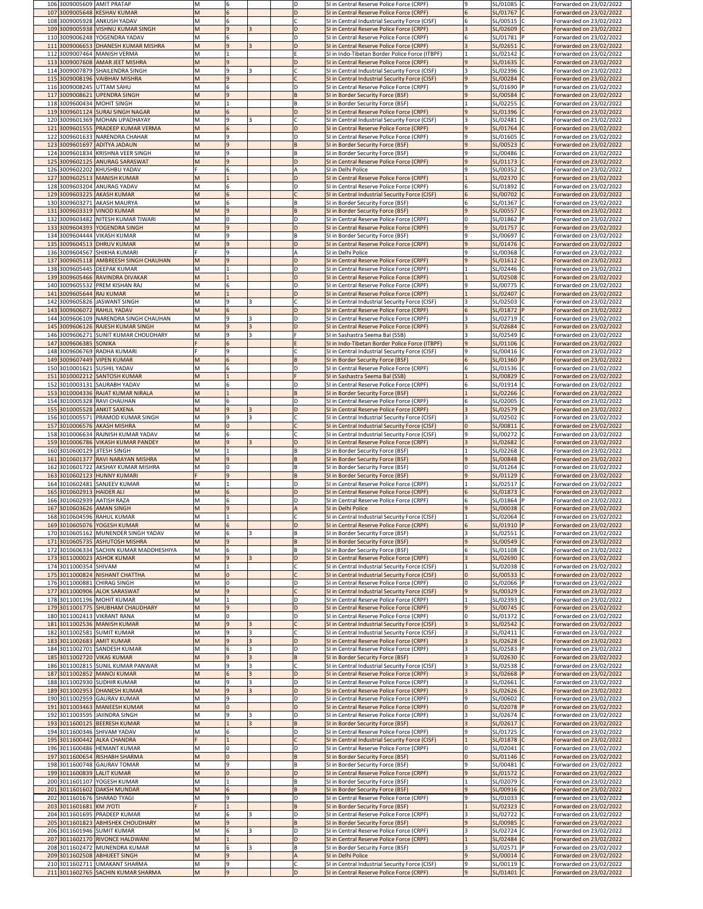| | | | | | | | | | | | | |
|---|---|---|---|---|---|---|---|---|---|---|---|---|
| 106 | 3009005609 | AMIT PRATAP | M | 6 | | | D | SI in Central Reserve Police Force (CRPF) | 9 | SL/01085 | C | Forwarded on 23/02/2022 |
| 107 | 3009005648 | KESHAV KUMAR | M | 6 | | | D | SI in Central Reserve Police Force (CRPF) | 6 | SL/01767 | C | Forwarded on 23/02/2022 |
| 108 | 3009005928 | ANKUSH YADAV | M | 6 | | | C | SI in Central Industrial Security Force (CISF) | 6 | SL/00515 | C | Forwarded on 23/02/2022 |
| 109 | 3009005938 | VISHNU KUMAR SINGH | M | 9 | 3 | | D | SI in Central Reserve Police Force (CRPF) | 3 | SL/02609 | C | Forwarded on 23/02/2022 |
| 110 | 3009006248 | YOGENDRA YADAV | M | 6 | | | D | SI in Central Reserve Police Force (CRPF) | 6 | SL/01781 | P | Forwarded on 23/02/2022 |
| 111 | 3009006653 | DHANESH KUMAR MISHRA | M | 9 | 3 | | D | SI in Central Reserve Police Force (CRPF) | 3 | SL/02651 | C | Forwarded on 23/02/2022 |
| 112 | 3009007464 | MANISH VERMA | M | 1 | | | E | SI in Indo-Tibetan Border Police Force (ITBPF) | 1 | SL/02142 | C | Forwarded on 23/02/2022 |
| 113 | 3009007608 | AMAR JEET MISHRA | M | 9 | | | D | SI in Central Reserve Police Force (CRPF) | 9 | SL/01635 | C | Forwarded on 23/02/2022 |
| 114 | 3009007879 | SHAILENDRA SINGH | M | 9 | 3 | | C | SI in Central Industrial Security Force (CISF) | 3 | SL/02396 | C | Forwarded on 23/02/2022 |
| 115 | 3009008196 | VAIBHAV MISHRA | M | 9 | | | C | SI in Central Industrial Security Force (CISF) | 9 | SL/00284 | C | Forwarded on 23/02/2022 |
| 116 | 3009008245 | UTTAM SAHU | M | 6 | | | D | SI in Central Reserve Police Force (CRPF) | 9 | SL/01690 | P | Forwarded on 23/02/2022 |
| 117 | 3009008621 | UPENDRA SINGH | M | 9 | | | B | SI in Border Security Force (BSF) | 9 | SL/00584 | C | Forwarded on 23/02/2022 |
| 118 | 3009600434 | MOHIT SINGH | M | 1 | | | B | SI in Border Security Force (BSF) | 1 | SL/02255 | C | Forwarded on 23/02/2022 |
| 119 | 3009601124 | SURAJ SINGH NAGAR | M | 6 | | | D | SI in Central Reserve Police Force (CRPF) | 9 | SL/01396 | C | Forwarded on 23/02/2022 |
| 120 | 3009601369 | MOHAN UPADHAYAY | M | 9 | 3 | | C | SI in Central Industrial Security Force (CISF) | 3 | SL/02481 | C | Forwarded on 23/02/2022 |
| 121 | 3009601555 | PRADEEP KUMAR VERMA | M | 6 | | | D | SI in Central Reserve Police Force (CRPF) | 9 | SL/01764 | C | Forwarded on 23/02/2022 |
| 122 | 3009601633 | NARENDRA CHAHAR | M | 9 | | | D | SI in Central Reserve Police Force (CRPF) | 9 | SL/01605 | C | Forwarded on 23/02/2022 |
| 123 | 3009601697 | ADITYA JADAUN | M | 9 | | | B | SI in Border Security Force (BSF) | 9 | SL/00523 | C | Forwarded on 23/02/2022 |
| 124 | 3009601834 | KRISHNA VEER SINGH | M | 9 | | | B | SI in Border Security Force (BSF) | 9 | SL/00486 | C | Forwarded on 23/02/2022 |
| 125 | 3009602125 | ANURAG SARASWAT | M | 9 | | | D | SI in Central Reserve Police Force (CRPF) | 9 | SL/01173 | C | Forwarded on 23/02/2022 |
| 126 | 3009602202 | KHUSHBU YADAV | F | 6 | | | A | SI in Delhi Police | 9 | SL/00352 | C | Forwarded on 23/02/2022 |
| 127 | 3009602513 | MANISH KUMAR | M | 1 | | | D | SI in Central Reserve Police Force (CRPF) | 1 | SL/02370 | C | Forwarded on 23/02/2022 |
| 128 | 3009603204 | ANURAG YADAV | M | 6 | | | D | SI in Central Reserve Police Force (CRPF) | 6 | SL/01892 | C | Forwarded on 23/02/2022 |
| 129 | 3009603225 | AKASH KUMAR | M | 6 | | | C | SI in Central Industrial Security Force (CISF) | 6 | SL/00702 | C | Forwarded on 23/02/2022 |
| 130 | 3009603271 | AKASH MAURYA | M | 6 | | | B | SI in Border Security Force (BSF) | 6 | SL/01367 | C | Forwarded on 23/02/2022 |
| 131 | 3009603319 | VINOD KUMAR | M | 9 | | | B | SI in Border Security Force (BSF) | 9 | SL/00557 | C | Forwarded on 23/02/2022 |
| 132 | 3009603482 | NITESH KUMAR TIWARI | M | 0 | | | D | SI in Central Reserve Police Force (CRPF) | 0 | SL/01862 | P | Forwarded on 23/02/2022 |
| 133 | 3009604393 | YOGENDRA SINGH | M | 9 | | | D | SI in Central Reserve Police Force (CRPF) | 9 | SL/01757 | C | Forwarded on 23/02/2022 |
| 134 | 3009604444 | VIKASH KUMAR | M | 9 | | | B | SI in Border Security Force (BSF) | 9 | SL/00697 | C | Forwarded on 23/02/2022 |
| 135 | 3009604513 | DHRUV KUMAR | M | 9 | | | D | SI in Central Reserve Police Force (CRPF) | 9 | SL/01476 | C | Forwarded on 23/02/2022 |
| 136 | 3009604567 | SHIKHA KUMARI | F | 9 | | | A | SI in Delhi Police | 9 | SL/00368 | C | Forwarded on 23/02/2022 |
| 137 | 3009605118 | AMBREESH SINGH CHAUHAN | M | 9 | | | D | SI in Central Reserve Police Force (CRPF) | 9 | SL/01612 | C | Forwarded on 23/02/2022 |
| 138 | 3009605445 | DEEPAK KUMAR | M | 1 | | | D | SI in Central Reserve Police Force (CRPF) | 1 | SL/02446 | C | Forwarded on 23/02/2022 |
| 139 | 3009605466 | RAVINDRA DIVAKAR | M | 1 | | | D | SI in Central Reserve Police Force (CRPF) | 1 | SL/02508 | C | Forwarded on 23/02/2022 |
| 140 | 3009605532 | PREM KISHAN RAJ | M | 6 | | | D | SI in Central Reserve Police Force (CRPF) | 9 | SL/00775 | C | Forwarded on 23/02/2022 |
| 141 | 3009605644 | RAJ KUMAR | M | 1 | | | D | SI in Central Reserve Police Force (CRPF) | 1 | SL/02407 | C | Forwarded on 23/02/2022 |
| 142 | 3009605826 | JASWANT SINGH | M | 9 | 3 | | C | SI in Central Industrial Security Force (CISF) | 3 | SL/02503 | C | Forwarded on 23/02/2022 |
| 143 | 3009606072 | RAHUL YADAV | M | 6 | | | D | SI in Central Reserve Police Force (CRPF) | 6 | SL/01872 | P | Forwarded on 23/02/2022 |
| 144 | 3009606109 | NARENDRA SINGH CHAUHAN | M | 9 | 3 | | D | SI in Central Reserve Police Force (CRPF) | 3 | SL/02719 | C | Forwarded on 23/02/2022 |
| 145 | 3009606126 | RAJESH KUMAR SINGH | M | 9 | 3 | | D | SI in Central Reserve Police Force (CRPF) | 3 | SL/02684 | C | Forwarded on 23/02/2022 |
| 146 | 3009606271 | SUNIT KUMAR CHOUDHARY | M | 9 | 3 | | F | SI in Sashastra Seema Bal (SSB) | 3 | SL/02549 | C | Forwarded on 23/02/2022 |
| 147 | 3009606385 | SONIKA | F | 6 | | | E | SI in Indo-Tibetan Border Police Force (ITBPF) | 9 | SL/01106 | C | Forwarded on 23/02/2022 |
| 148 | 3009606769 | RADHA KUMARI | F | 9 | | | C | SI in Central Industrial Security Force (CISF) | 9 | SL/00416 | C | Forwarded on 23/02/2022 |
| 149 | 3009607449 | VIPEN KUMAR | M | 6 | | | B | SI in Border Security Force (BSF) | 6 | SL/01360 | P | Forwarded on 23/02/2022 |
| 150 | 3010001621 | SUSHIL YADAV | M | 6 | | | D | SI in Central Reserve Police Force (CRPF) | 6 | SL/01536 | C | Forwarded on 23/02/2022 |
| 151 | 3010002212 | SANTOSH KUMAR | M | 1 | | | F | SI in Sashastra Seema Bal (SSB) | 1 | SL/00829 | C | Forwarded on 23/02/2022 |
| 152 | 3010003131 | SAURABH YADAV | M | 6 | | | D | SI in Central Reserve Police Force (CRPF) | 6 | SL/01914 | C | Forwarded on 23/02/2022 |
| 153 | 3010004336 | RAJAT KUMAR NIRALA | M | 1 | | | B | SI in Border Security Force (BSF) | 1 | SL/02266 | C | Forwarded on 23/02/2022 |
| 154 | 3010005328 | RAVI CHAUHAN | M | 6 | | | D | SI in Central Reserve Police Force (CRPF) | 6 | SL/02005 | C | Forwarded on 23/02/2022 |
| 155 | 3010005528 | ANKIT SAXENA | M | 9 | 3 | | D | SI in Central Reserve Police Force (CRPF) | 3 | SL/02579 | C | Forwarded on 23/02/2022 |
| 156 | 3010005571 | PRAMOD KUMAR SINGH | M | 9 | 3 | | C | SI in Central Industrial Security Force (CISF) | 3 | SL/02502 | C | Forwarded on 23/02/2022 |
| 157 | 3010006576 | AKASH MISHRA | M | 0 | | | C | SI in Central Industrial Security Force (CISF) | 0 | SL/00811 | C | Forwarded on 23/02/2022 |
| 158 | 3010006634 | RAJNISH KUMAR YADAV | M | 6 | | | C | SI in Central Industrial Security Force (CISF) | 9 | SL/00272 | C | Forwarded on 23/02/2022 |
| 159 | 3010006786 | VIKASH KUMAR PANDEY | M | 9 | 3 | | D | SI in Central Reserve Police Force (CRPF) | 3 | SL/02682 | C | Forwarded on 23/02/2022 |
| 160 | 3010600129 | JITESH SINGH | M | 1 | | | B | SI in Border Security Force (BSF) | 1 | SL/02268 | C | Forwarded on 23/02/2022 |
| 161 | 3010601377 | RAVI NARAYAN MISHRA | M | 9 | | | B | SI in Border Security Force (BSF) | 9 | SL/00848 | C | Forwarded on 23/02/2022 |
| 162 | 3010601722 | AKSHAY KUMAR MISHRA | M | 0 | | | B | SI in Border Security Force (BSF) | 0 | SL/01264 | C | Forwarded on 23/02/2022 |
| 163 | 3010602123 | HUNNY KUMARI | F | 9 | | | B | SI in Border Security Force (BSF) | 9 | SL/01129 | C | Forwarded on 23/02/2022 |
| 164 | 3010602481 | SANJEEV KUMAR | M | 1 | | | D | SI in Central Reserve Police Force (CRPF) | 1 | SL/02517 | C | Forwarded on 23/02/2022 |
| 165 | 3010602913 | HAIDER ALI | M | 6 | | | D | SI in Central Reserve Police Force (CRPF) | 6 | SL/01873 | C | Forwarded on 23/02/2022 |
| 166 | 3010602939 | AATISH RAZA | M | 6 | | | D | SI in Central Reserve Police Force (CRPF) | 6 | SL/01864 | P | Forwarded on 23/02/2022 |
| 167 | 3010603626 | AMAN SINGH | M | 9 | | | A | SI in Delhi Police | 9 | SL/00038 | C | Forwarded on 23/02/2022 |
| 168 | 3010604596 | RAHUL KUMAR | M | 1 | | | C | SI in Central Industrial Security Force (CISF) | 1 | SL/02064 | C | Forwarded on 23/02/2022 |
| 169 | 3010605076 | YOGESH KUMAR | M | 6 | | | D | SI in Central Reserve Police Force (CRPF) | 6 | SL/01910 | P | Forwarded on 23/02/2022 |
| 170 | 3010605162 | MUNENDER SINGH YADAV | M | 6 | 3 | | B | SI in Border Security Force (BSF) | 3 | SL/02551 | C | Forwarded on 23/02/2022 |
| 171 | 3010605735 | ASHUTOSH MISHRA | M | 9 | | | B | SI in Border Security Force (BSF) | 9 | SL/00549 | C | Forwarded on 23/02/2022 |
| 172 | 3010606334 | SACHIN KUMAR MADDHESHIYA | M | 6 | | | B | SI in Border Security Force (BSF) | 6 | SL/01108 | C | Forwarded on 23/02/2022 |
| 173 | 3011000023 | ASHOK KUMAR | M | 9 | 3 | | D | SI in Central Reserve Police Force (CRPF) | 3 | SL/02690 | C | Forwarded on 23/02/2022 |
| 174 | 3011000354 | SHIVAM | M | 1 | | | C | SI in Central Industrial Security Force (CISF) | 1 | SL/02038 | C | Forwarded on 23/02/2022 |
| 175 | 3011000824 | NISHANT CHATTHA | M | 0 | | | C | SI in Central Industrial Security Force (CISF) | 0 | SL/00533 | C | Forwarded on 23/02/2022 |
| 176 | 3011000881 | CHIRAG SINGH | M | 0 | | | D | SI in Central Reserve Police Force (CRPF) | 0 | SL/02066 | P | Forwarded on 23/02/2022 |
| 177 | 3011000906 | ALOK SARASWAT | M | 9 | | | C | SI in Central Industrial Security Force (CISF) | 9 | SL/00329 | C | Forwarded on 23/02/2022 |
| 178 | 3011001196 | MOHIT KUMAR | M | 1 | | | D | SI in Central Reserve Police Force (CRPF) | 1 | SL/02393 | C | Forwarded on 23/02/2022 |
| 179 | 3011001775 | SHUBHAM CHAUDHARY | M | 9 | | | D | SI in Central Reserve Police Force (CRPF) | 9 | SL/00745 | C | Forwarded on 23/02/2022 |
| 180 | 3011002413 | VIKRANT RANA | M | 0 | | | D | SI in Central Reserve Police Force (CRPF) | 0 | SL/01372 | C | Forwarded on 23/02/2022 |
| 181 | 3011002536 | MANISH KUMAR | M | 9 | 3 | | C | SI in Central Industrial Security Force (CISF) | 3 | SL/02542 | C | Forwarded on 23/02/2022 |
| 182 | 3011002581 | SUMIT KUMAR | M | 9 | 3 | | C | SI in Central Industrial Security Force (CISF) | 3 | SL/02411 | C | Forwarded on 23/02/2022 |
| 183 | 3011002683 | AMIT KUMAR | M | 9 | 3 | | D | SI in Central Reserve Police Force (CRPF) | 3 | SL/02628 | C | Forwarded on 23/02/2022 |
| 184 | 3011002701 | SANDESH KUMAR | M | 6 | 3 | | D | SI in Central Reserve Police Force (CRPF) | 3 | SL/02583 | P | Forwarded on 23/02/2022 |
| 185 | 3011002720 | VIKAS KUMAR | M | 9 | 3 | | B | SI in Border Security Force (BSF) | 3 | SL/02630 | C | Forwarded on 23/02/2022 |
| 186 | 3011002815 | SUNIL KUMAR PANWAR | M | 9 | 3 | | C | SI in Central Industrial Security Force (CISF) | 3 | SL/02538 | C | Forwarded on 23/02/2022 |
| 187 | 3011002852 | MANOJ KUMAR | M | 6 | 3 | | D | SI in Central Reserve Police Force (CRPF) | 3 | SL/02668 | P | Forwarded on 23/02/2022 |
| 188 | 3011002930 | SUDHIR KUMAR | M | 9 | 3 | | D | SI in Central Reserve Police Force (CRPF) | 3 | SL/02661 | C | Forwarded on 23/02/2022 |
| 189 | 3011002953 | DHANESH KUMAR | M | 9 | 3 | | D | SI in Central Reserve Police Force (CRPF) | 3 | SL/02626 | C | Forwarded on 23/02/2022 |
| 190 | 3011002959 | GAURAV KUMAR | M | 9 | | | D | SI in Central Reserve Police Force (CRPF) | 9 | SL/00602 | C | Forwarded on 23/02/2022 |
| 191 | 3011003463 | MANEESH KUMAR | M | 0 | | | D | SI in Central Reserve Police Force (CRPF) | 0 | SL/02078 | P | Forwarded on 23/02/2022 |
| 192 | 3011003595 | JAIINDRA SINGH | M | 9 | 3 | | D | SI in Central Reserve Police Force (CRPF) | 3 | SL/02674 | C | Forwarded on 23/02/2022 |
| 193 | 3011600125 | BEERESH KUMAR | M | 1 | 3 | | B | SI in Border Security Force (BSF) | 3 | SL/02617 | C | Forwarded on 23/02/2022 |
| 194 | 3011600346 | SHIVAM YADAV | M | 6 | | | D | SI in Central Reserve Police Force (CRPF) | 9 | SL/01725 | C | Forwarded on 23/02/2022 |
| 195 | 3011600442 | ALKA CHANDRA | F | 1 | | | C | SI in Central Industrial Security Force (CISF) | 1 | SL/01878 | C | Forwarded on 23/02/2022 |
| 196 | 3011600486 | HEMANT KUMAR | M | 0 | | | D | SI in Central Reserve Police Force (CRPF) | 0 | SL/02041 | C | Forwarded on 23/02/2022 |
| 197 | 3011600654 | RISHABH SHARMA | M | 0 | | | B | SI in Border Security Force (BSF) | 0 | SL/01146 | C | Forwarded on 23/02/2022 |
| 198 | 3011600748 | GAURAV TOMAR | M | 9 | | | B | SI in Border Security Force (BSF) | 9 | SL/00481 | C | Forwarded on 23/02/2022 |
| 199 | 3011600839 | LALIT KUMAR | M | 0 | | | D | SI in Central Reserve Police Force (CRPF) | 9 | SL/01572 | C | Forwarded on 23/02/2022 |
| 200 | 3011601107 | YOGESH KUMAR | M | 1 | | | B | SI in Border Security Force (BSF) | 1 | SL/02079 | C | Forwarded on 23/02/2022 |
| 201 | 3011601602 | DAKSH MUNDAR | M | 6 | | | B | SI in Border Security Force (BSF) | 9 | SL/00916 | C | Forwarded on 23/02/2022 |
| 202 | 3011601676 | SHARAD TYAGI | M | 9 | | | D | SI in Central Reserve Police Force (CRPF) | 9 | SL/01033 | C | Forwarded on 23/02/2022 |
| 203 | 3011601681 | KM JYOTI | F | 1 | | | B | SI in Border Security Force (BSF) | 1 | SL/02323 | C | Forwarded on 23/02/2022 |
| 204 | 3011601695 | PRADEEP KUMAR | M | 6 | 3 | | D | SI in Central Reserve Police Force (CRPF) | 3 | SL/02722 | C | Forwarded on 23/02/2022 |
| 205 | 3011601823 | ABHISHEK CHOUDHARY | M | 9 | | | B | SI in Border Security Force (BSF) | 9 | SL/00985 | C | Forwarded on 23/02/2022 |
| 206 | 3011601946 | SUMIT KUMAR | M | 6 | 3 | | D | SI in Central Reserve Police Force (CRPF) | 3 | SL/02724 | C | Forwarded on 23/02/2022 |
| 207 | 3011602170 | RIVONCE HALDWANI | M | 1 | | | D | SI in Central Reserve Police Force (CRPF) | 1 | SL/02484 | C | Forwarded on 23/02/2022 |
| 208 | 3011602472 | MUNENDRA KUMAR | M | 6 | 3 | | B | SI in Border Security Force (BSF) | 3 | SL/02571 | P | Forwarded on 23/02/2022 |
| 209 | 3011602508 | ABHIJEET SINGH | M | 9 | | | A | SI in Delhi Police | 9 | SL/00014 | C | Forwarded on 23/02/2022 |
| 210 | 3011602711 | UMAKANT SHARMA | M | 9 | | | C | SI in Central Industrial Security Force (CISF) | 9 | SL/00119 | C | Forwarded on 23/02/2022 |
| 211 | 3011602765 | SACHIN KUMAR SHARMA | M | 9 | | | D | SI in Central Reserve Police Force (CRPF) | 9 | SL/01401 | C | Forwarded on 23/02/2022 |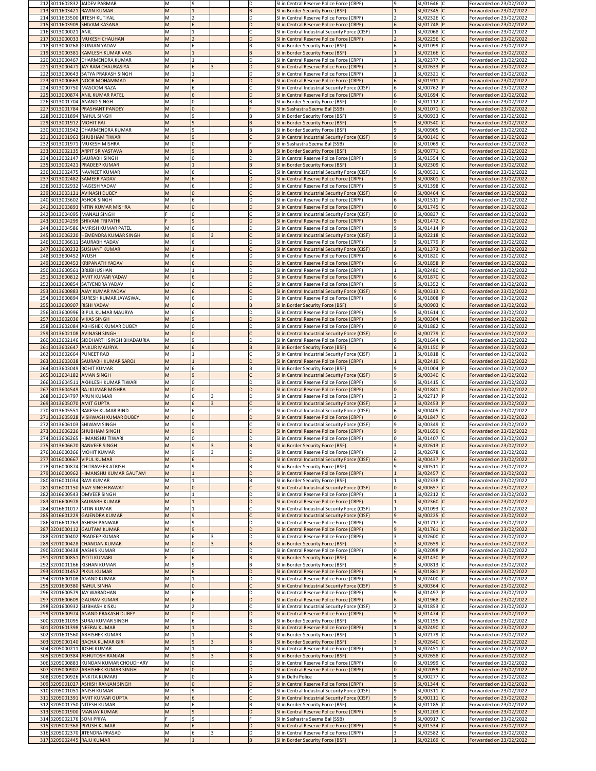| | | | | | | | | | | | | |
|---|---|---|---|---|---|---|---|---|---|---|---|---|
| 212 | 3011602832 | JAIDEV PARMAR | M | 9 | | | D | SI in Central Reserve Police Force (CRPF) | 9 | SL/01646 | C | Forwarded on 23/02/2022 |
| 213 | 3011603421 | RAVIN KUMAR | M | 1 | | | B | SI in Border Security Force (BSF) | 1 | SL/02345 | C | Forwarded on 23/02/2022 |
| 214 | 3011603500 | JITESH KUTIYAL | M | 2 | | | D | SI in Central Reserve Police Force (CRPF) | 2 | SL/02326 | C | Forwarded on 23/02/2022 |
| 215 | 3011603909 | SHIVAM KASANA | M | 6 | | | D | SI in Central Reserve Police Force (CRPF) | 6 | SL/01748 | P | Forwarded on 23/02/2022 |
| 216 | 3013000021 | ANIL | M | 1 | | | C | SI in Central Industrial Security Force (CISF) | 1 | SL/02068 | C | Forwarded on 23/02/2022 |
| 217 | 3013000033 | MUKESH CHAUHAN | M | 2 | | | D | SI in Central Reserve Police Force (CRPF) | 2 | SL/02256 | C | Forwarded on 23/02/2022 |
| 218 | 3013000268 | GUNJAN YADAV | M | 6 | | | B | SI in Border Security Force (BSF) | 6 | SL/01099 | C | Forwarded on 23/02/2022 |
| 219 | 3013000381 | KAMLESH KUMAR VAIS | M | 1 | | | B | SI in Border Security Force (BSF) | 1 | SL/02166 | C | Forwarded on 23/02/2022 |
| 220 | 3013000467 | DHARMENDRA KUMAR | M | 1 | | | D | SI in Central Reserve Police Force (CRPF) | 1 | SL/02377 | C | Forwarded on 23/02/2022 |
| 221 | 3013000471 | JAY RAM CHAURASIYA | M | 6 | 3 | | D | SI in Central Reserve Police Force (CRPF) | 3 | SL/02633 | P | Forwarded on 23/02/2022 |
| 222 | 3013000643 | SATYA PRAKASH SINGH | M | 1 | | | D | SI in Central Reserve Police Force (CRPF) | 1 | SL/02321 | C | Forwarded on 23/02/2022 |
| 223 | 3013000669 | NOOR MOHAMMAD | M | 6 | | | D | SI in Central Reserve Police Force (CRPF) | 6 | SL/01911 | C | Forwarded on 23/02/2022 |
| 224 | 3013000750 | MASOOM RAZA | M | 6 | | | C | SI in Central Industrial Security Force (CISF) | 6 | SL/00762 | P | Forwarded on 23/02/2022 |
| 225 | 3013000874 | ANIL KUMAR PATEL | M | 6 | | | D | SI in Central Reserve Police Force (CRPF) | 6 | SL/01694 | C | Forwarded on 23/02/2022 |
| 226 | 3013001704 | ANAND SINGH | M | 0 | | | B | SI in Border Security Force (BSF) | 0 | SL/01112 | C | Forwarded on 23/02/2022 |
| 227 | 3013001784 | PRASHANT PANDEY | M | 0 | | | F | SI in Sashastra Seema Bal (SSB) | 0 | SL/01071 | C | Forwarded on 23/02/2022 |
| 228 | 3013001894 | RAHUL SINGH | M | 9 | | | B | SI in Border Security Force (BSF) | 9 | SL/00933 | C | Forwarded on 23/02/2022 |
| 229 | 3013001912 | MOHIT RAI | M | 9 | | | B | SI in Border Security Force (BSF) | 9 | SL/00540 | C | Forwarded on 23/02/2022 |
| 230 | 3013001942 | DHARMENDRA KUMAR | M | 9 | | | B | SI in Border Security Force (BSF) | 9 | SL/00905 | C | Forwarded on 23/02/2022 |
| 231 | 3013001963 | SHUBHAM TIWARI | M | 9 | | | C | SI in Central Industrial Security Force (CISF) | 9 | SL/00140 | C | Forwarded on 23/02/2022 |
| 232 | 3013001971 | MUKESH MISHRA | M | 0 | | | F | SI in Sashastra Seema Bal (SSB) | 0 | SL/01069 | C | Forwarded on 23/02/2022 |
| 233 | 3013002135 | ARPIT SRIVASTAVA | M | 9 | | | B | SI in Border Security Force (BSF) | 9 | SL/00771 | C | Forwarded on 23/02/2022 |
| 234 | 3013002147 | SAURABH SINGH | M | 0 | | | D | SI in Central Reserve Police Force (CRPF) | 9 | SL/01554 | C | Forwarded on 23/02/2022 |
| 235 | 3013002421 | PRADEEP KUMAR | M | 1 | | | B | SI in Border Security Force (BSF) | 1 | SL/02309 | C | Forwarded on 23/02/2022 |
| 236 | 3013002475 | NAVNEET KUMAR | M | 6 | | | C | SI in Central Industrial Security Force (CISF) | 6 | SL/00531 | C | Forwarded on 23/02/2022 |
| 237 | 3013002482 | SAMEER YADAV | M | 6 | | | D | SI in Central Reserve Police Force (CRPF) | 9 | SL/00801 | C | Forwarded on 23/02/2022 |
| 238 | 3013002932 | NAGESH YADAV | M | 6 | | | D | SI in Central Reserve Police Force (CRPF) | 9 | SL/01398 | C | Forwarded on 23/02/2022 |
| 239 | 3013003121 | AVINASH DUBEY | M | 0 | | | C | SI in Central Industrial Security Force (CISF) | 0 | SL/00464 | C | Forwarded on 23/02/2022 |
| 240 | 3013003602 | ASHOK SINGH | M | 6 | | | D | SI in Central Reserve Police Force (CRPF) | 6 | SL/01511 | P | Forwarded on 23/02/2022 |
| 241 | 3013003893 | NITIN KUMAR MISHRA | M | 0 | | | D | SI in Central Reserve Police Force (CRPF) | 0 | SL/01745 | C | Forwarded on 23/02/2022 |
| 242 | 3013004095 | MANALI SINGH | F | 0 | | | C | SI in Central Industrial Security Force (CISF) | 0 | SL/00837 | C | Forwarded on 23/02/2022 |
| 243 | 3013004299 | SHIVANI TRIPATHI | F | 9 | | | D | SI in Central Reserve Police Force (CRPF) | 9 | SL/01472 | C | Forwarded on 23/02/2022 |
| 244 | 3013004586 | AMRISH KUMAR PATEL | M | 6 | | | D | SI in Central Reserve Police Force (CRPF) | 9 | SL/01414 | P | Forwarded on 23/02/2022 |
| 245 | 3013006220 | HEMENDRA KUMAR SINGH | M | 9 | 3 | | C | SI in Central Industrial Security Force (CISF) | 3 | SL/02218 | C | Forwarded on 23/02/2022 |
| 246 | 3013006611 | SAURABH YADAV | M | 6 | | | D | SI in Central Reserve Police Force (CRPF) | 9 | SL/01779 | P | Forwarded on 23/02/2022 |
| 247 | 3013600232 | SUSHANT KUMAR | M | 1 | | | C | SI in Central Industrial Security Force (CISF) | 1 | SL/01373 | C | Forwarded on 23/02/2022 |
| 248 | 3013600452 | AYUSH | M | 6 | | | D | SI in Central Reserve Police Force (CRPF) | 6 | SL/01820 | C | Forwarded on 23/02/2022 |
| 249 | 3013600453 | KRIPANATH YADAV | M | 6 | | | D | SI in Central Reserve Police Force (CRPF) | 6 | SL/01858 | P | Forwarded on 23/02/2022 |
| 250 | 3013600561 | BRIJBHUSHAN | M | 1 | | | D | SI in Central Reserve Police Force (CRPF) | 1 | SL/02480 | C | Forwarded on 23/02/2022 |
| 251 | 3013600812 | AMIT KUMAR YADAV | M | 6 | | | D | SI in Central Reserve Police Force (CRPF) | 6 | SL/01870 | C | Forwarded on 23/02/2022 |
| 252 | 3013600854 | SATYENDRA YADAV | M | 6 | | | D | SI in Central Reserve Police Force (CRPF) | 9 | SL/01352 | C | Forwarded on 23/02/2022 |
| 253 | 3013600883 | AJAY KUMAR YADAV | M | 6 | | | C | SI in Central Industrial Security Force (CISF) | 9 | SL/00313 | C | Forwarded on 23/02/2022 |
| 254 | 3013600894 | SURESH KUMAR JAYASWAL | M | 6 | | | D | SI in Central Reserve Police Force (CRPF) | 6 | SL/01808 | P | Forwarded on 23/02/2022 |
| 255 | 3013600907 | RISHI YADAV | M | 6 | | | B | SI in Border Security Force (BSF) | 9 | SL/00903 | C | Forwarded on 23/02/2022 |
| 256 | 3013600996 | BIPUL KUMAR MAURYA | M | 6 | | | D | SI in Central Reserve Police Force (CRPF) | 9 | SL/01614 | C | Forwarded on 23/02/2022 |
| 257 | 3013602036 | VIKAS SINGH | M | 9 | | | D | SI in Central Reserve Police Force (CRPF) | 9 | SL/00304 | C | Forwarded on 23/02/2022 |
| 258 | 3013602084 | ABHISHEK KUMAR DUBEY | M | 0 | | | D | SI in Central Reserve Police Force (CRPF) | 0 | SL/01882 | C | Forwarded on 23/02/2022 |
| 259 | 3013602108 | AVINASH SINGH | M | 0 | | | C | SI in Central Industrial Security Force (CISF) | 0 | SL/00779 | C | Forwarded on 23/02/2022 |
| 260 | 3013602146 | SIDDHARTH SINGH BHADAURIA | M | 9 | | | D | SI in Central Reserve Police Force (CRPF) | 9 | SL/01644 | C | Forwarded on 23/02/2022 |
| 261 | 3013602647 | ANKUR MAURYA | M | 6 | | | B | SI in Border Security Force (BSF) | 6 | SL/01150 | P | Forwarded on 23/02/2022 |
| 262 | 3013602664 | PUNEET RAO | M | 1 | | | C | SI in Central Industrial Security Force (CISF) | 1 | SL/01818 | C | Forwarded on 23/02/2022 |
| 263 | 3013603038 | SAURABH KUMAR SAROJ | M | 1 | | | D | SI in Central Reserve Police Force (CRPF) | 1 | SL/02419 | C | Forwarded on 23/02/2022 |
| 264 | 3013603049 | ROHIT KUMAR | M | 6 | | | B | SI in Border Security Force (BSF) | 9 | SL/01004 | P | Forwarded on 23/02/2022 |
| 265 | 3013604182 | AMAN SINGH | M | 9 | | | C | SI in Central Industrial Security Force (CISF) | 9 | SL/00340 | C | Forwarded on 23/02/2022 |
| 266 | 3013604511 | AKHILESH KUMAR TIWARI | M | 0 | | | D | SI in Central Reserve Police Force (CRPF) | 9 | SL/01415 | C | Forwarded on 23/02/2022 |
| 267 | 3013604549 | RAJ KUMAR MISHRA | M | 0 | | | D | SI in Central Reserve Police Force (CRPF) | 0 | SL/01841 | C | Forwarded on 23/02/2022 |
| 268 | 3013604797 | ARUN KUMAR | M | 6 | 3 | | D | SI in Central Reserve Police Force (CRPF) | 3 | SL/02717 | P | Forwarded on 23/02/2022 |
| 269 | 3013605070 | AMIT GUPTA | M | 6 | 3 | | C | SI in Central Industrial Security Force (CISF) | 3 | SL/02453 | P | Forwarded on 23/02/2022 |
| 270 | 3013605551 | RAKESH KUMAR BIND | M | 6 | | | C | SI in Central Industrial Security Force (CISF) | 6 | SL/00405 | C | Forwarded on 23/02/2022 |
| 271 | 3013605928 | VISHWASH KUMAR DUBEY | M | 0 | | | D | SI in Central Reserve Police Force (CRPF) | 0 | SL/01847 | C | Forwarded on 23/02/2022 |
| 272 | 3013606103 | SHIWAM SINGH | M | 9 | | | C | SI in Central Industrial Security Force (CISF) | 9 | SL/00349 | C | Forwarded on 23/02/2022 |
| 273 | 3013606226 | SHUBHAM SINGH | M | 9 | | | D | SI in Central Reserve Police Force (CRPF) | 9 | SL/01659 | C | Forwarded on 23/02/2022 |
| 274 | 3013606265 | HIMANSHU TIWARI | M | 0 | | | D | SI in Central Reserve Police Force (CRPF) | 0 | SL/01407 | C | Forwarded on 23/02/2022 |
| 275 | 3013606670 | RANVEER SINGH | M | 9 | 3 | | B | SI in Border Security Force (BSF) | 3 | SL/02613 | C | Forwarded on 23/02/2022 |
| 276 | 3016000366 | MOHIT KUMAR | M | 9 | 3 | | D | SI in Central Reserve Police Force (CRPF) | 3 | SL/02678 | C | Forwarded on 23/02/2022 |
| 277 | 3016000667 | VIPUL KUMAR | M | 6 | | | C | SI in Central Industrial Security Force (CISF) | 6 | SL/00437 | P | Forwarded on 23/02/2022 |
| 278 | 3016000874 | CHITRAVEER ATRISH | M | 9 | | | B | SI in Border Security Force (BSF) | 9 | SL/00511 | C | Forwarded on 23/02/2022 |
| 279 | 3016000962 | HIMANSHU KUMAR GAUTAM | M | 1 | | | D | SI in Central Reserve Police Force (CRPF) | 1 | SL/02457 | C | Forwarded on 23/02/2022 |
| 280 | 3016001034 | RAVI KUMAR | M | 1 | | | B | SI in Border Security Force (BSF) | 1 | SL/02338 | C | Forwarded on 23/02/2022 |
| 281 | 3016001150 | AJAY SINGH RAWAT | M | 0 | | | C | SI in Central Industrial Security Force (CISF) | 0 | SL/00657 | C | Forwarded on 23/02/2022 |
| 282 | 3016600543 | OMVEER SINGH | M | 1 | | | D | SI in Central Reserve Police Force (CRPF) | 1 | SL/02212 | C | Forwarded on 23/02/2022 |
| 283 | 3016600978 | SAURABH KUMAR | M | 1 | | | D | SI in Central Reserve Police Force (CRPF) | 1 | SL/02360 | C | Forwarded on 23/02/2022 |
| 284 | 3016601017 | NITIN KUMAR | M | 1 | | | C | SI in Central Industrial Security Force (CISF) | 1 | SL/01093 | C | Forwarded on 23/02/2022 |
| 285 | 3016601229 | GAJENDRA KUMAR | M | 9 | | | C | SI in Central Industrial Security Force (CISF) | 9 | SL/00225 | C | Forwarded on 23/02/2022 |
| 286 | 3016601263 | ASHISH PANWAR | M | 9 | | | D | SI in Central Reserve Police Force (CRPF) | 9 | SL/01717 | C | Forwarded on 23/02/2022 |
| 287 | 3201000112 | GAUTAM KUMAR | M | 9 | | | D | SI in Central Reserve Police Force (CRPF) | 9 | SL/01761 | C | Forwarded on 23/02/2022 |
| 288 | 3201000402 | PRADEEP KUMAR | M | 6 | 3 | | D | SI in Central Reserve Police Force (CRPF) | 3 | SL/02600 | C | Forwarded on 23/02/2022 |
| 289 | 3201000428 | CHANDAN KUMAR | M | 0 | 3 | | B | SI in Border Security Force (BSF) | 3 | SL/02659 | C | Forwarded on 23/02/2022 |
| 290 | 3201000438 | AASHIS KUMAR | M | 0 | | | D | SI in Central Reserve Police Force (CRPF) | 0 | SL/02098 | P | Forwarded on 23/02/2022 |
| 291 | 3201000851 | JYOTI KUMARI | F | 6 | | | B | SI in Border Security Force (BSF) | 6 | SL/01430 | P | Forwarded on 23/02/2022 |
| 292 | 3201001166 | KISHAN KUMAR | M | 9 | | | B | SI in Border Security Force (BSF) | 9 | SL/00813 | C | Forwarded on 23/02/2022 |
| 293 | 3201001452 | PIKUL KUMAR | M | 6 | | | D | SI in Central Reserve Police Force (CRPF) | 6 | SL/01861 | P | Forwarded on 23/02/2022 |
| 294 | 3201600108 | ANAND KUMAR | M | 1 | | | D | SI in Central Reserve Police Force (CRPF) | 1 | SL/02400 | C | Forwarded on 23/02/2022 |
| 295 | 3201600380 | RAHUL SINHA | M | 0 | | | C | SI in Central Industrial Security Force (CISF) | 9 | SL/00364 | C | Forwarded on 23/02/2022 |
| 296 | 3201600579 | JAY WARADHAN | M | 6 | | | D | SI in Central Reserve Police Force (CRPF) | 9 | SL/01497 | P | Forwarded on 23/02/2022 |
| 297 | 3201600609 | GAURAV KUMAR | M | 6 | | | D | SI in Central Reserve Police Force (CRPF) | 6 | SL/01968 | C | Forwarded on 23/02/2022 |
| 298 | 3201600932 | SUBHASH KISKU | M | 2 | | | C | SI in Central Industrial Security Force (CISF) | 2 | SL/01853 | C | Forwarded on 23/02/2022 |
| 299 | 3201600974 | ANAND PRAKASH DUBEY | M | 0 | | | D | SI in Central Reserve Police Force (CRPF) | 9 | SL/01474 | C | Forwarded on 23/02/2022 |
| 300 | 3201601095 | SURAJ KUMAR SINGH | M | 6 | | | B | SI in Border Security Force (BSF) | 6 | SL/01195 | C | Forwarded on 23/02/2022 |
| 301 | 3201601398 | NEERAJ KUMAR | M | 1 | | | D | SI in Central Reserve Police Force (CRPF) | 1 | SL/02490 | C | Forwarded on 23/02/2022 |
| 302 | 3201601560 | ABHISHEK KUMAR | M | 1 | | | B | SI in Border Security Force (BSF) | 1 | SL/02179 | C | Forwarded on 23/02/2022 |
| 303 | 3205000140 | BACHA KUMAR GIRI | M | 9 | 3 | | B | SI in Border Security Force (BSF) | 3 | SL/02640 | C | Forwarded on 23/02/2022 |
| 304 | 3205000211 | JOSHI KUMAR | M | 1 | | | D | SI in Central Reserve Police Force (CRPF) | 1 | SL/02451 | C | Forwarded on 23/02/2022 |
| 305 | 3205000384 | ASHUTOSH RANJAN | M | 9 | 3 | | B | SI in Border Security Force (BSF) | 3 | SL/02658 | C | Forwarded on 23/02/2022 |
| 306 | 3205000883 | KUNDAN KUMAR CHOUDHARY | M | 0 | | | D | SI in Central Reserve Police Force (CRPF) | 0 | SL/01999 | C | Forwarded on 23/02/2022 |
| 307 | 3205000907 | ABHISHEK KUMAR SINGH | M | 0 | | | D | SI in Central Reserve Police Force (CRPF) | 0 | SL/02059 | C | Forwarded on 23/02/2022 |
| 308 | 3205000926 | ANKITA KUMARI | F | 0 | | | A | SI in Delhi Police | 9 | SL/00277 | C | Forwarded on 23/02/2022 |
| 309 | 3205001027 | ASHISH RANJAN SINGH | M | 0 | | | D | SI in Central Reserve Police Force (CRPF) | 9 | SL/01344 | C | Forwarded on 23/02/2022 |
| 310 | 3205001051 | ANISH KUMAR | M | 9 | | | C | SI in Central Industrial Security Force (CISF) | 9 | SL/00311 | C | Forwarded on 23/02/2022 |
| 311 | 3205001391 | AMIT KUMAR GUPTA | M | 6 | | | C | SI in Central Industrial Security Force (CISF) | 9 | SL/00111 | C | Forwarded on 23/02/2022 |
| 312 | 3205001750 | NITESH KUMAR | M | 6 | | | B | SI in Border Security Force (BSF) | 6 | SL/01185 | C | Forwarded on 23/02/2022 |
| 313 | 3205001900 | MANJAY KUMAR | M | 9 | | | D | SI in Central Reserve Police Force (CRPF) | 9 | SL/01203 | C | Forwarded on 23/02/2022 |
| 314 | 3205002176 | SONI PRIYA | F | 9 | | | F | SI in Sashastra Seema Bal (SSB) | 9 | SL/00917 | C | Forwarded on 23/02/2022 |
| 315 | 3205002368 | PIYUSH KUMAR | M | 6 | | | D | SI in Central Reserve Police Force (CRPF) | 9 | SL/01534 | C | Forwarded on 23/02/2022 |
| 316 | 3205002370 | JITENDRA PRASAD | M | 6 | 3 | | D | SI in Central Reserve Police Force (CRPF) | 3 | SL/02582 | C | Forwarded on 23/02/2022 |
| 317 | 3205002445 | RAJU KUMAR | M | 1 | | | B | SI in Border Security Force (BSF) | 1 | SL/02169 | C | Forwarded on 23/02/2022 |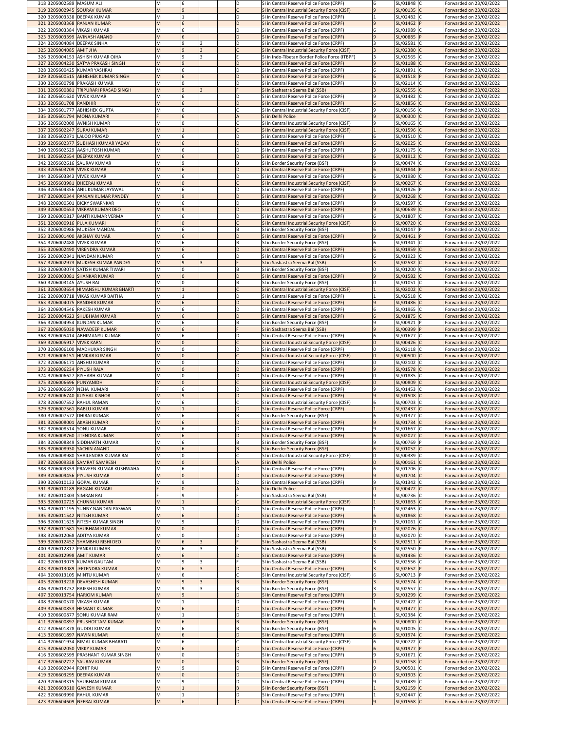| | | | | | | | | | | | |
|---|---|---|---|---|---|---|---|---|---|---|---|
| 318 | 3205002589 | MASUM ALI | M | 6 | | | D | SI in Central Reserve Police Force (CRPF) | 6 | SL/01848 | C | Forwarded on 23/02/2022 |
| 319 | 3205002945 | SOURAV KUMAR | M | 9 | | | C | SI in Central Industrial Security Force (CISF) | 9 | SL/00135 | C | Forwarded on 23/02/2022 |
| 320 | 3205003338 | DEEPAK KUMAR | M | 1 | | | D | SI in Central Reserve Police Force (CRPF) | 1 | SL/02482 | C | Forwarded on 23/02/2022 |
| 321 | 3205003368 | RANJAN KUMAR | M | 6 | | | D | SI in Central Reserve Police Force (CRPF) | 9 | SL/01462 | P | Forwarded on 23/02/2022 |
| 322 | 3205003384 | VIKASH KUMAR | M | 6 | | | D | SI in Central Reserve Police Force (CRPF) | 6 | SL/01989 | C | Forwarded on 23/02/2022 |
| 323 | 3205003399 | AVINASH ANAND | M | 6 | | | D | SI in Central Reserve Police Force (CRPF) | 9 | SL/00885 | P | Forwarded on 23/02/2022 |
| 324 | 3205004084 | DEEPAK SINHA | M | 9 | 3 | | D | SI in Central Reserve Police Force (CRPF) | 3 | SL/02581 | C | Forwarded on 23/02/2022 |
| 325 | 3205004085 | AMIT JHA | M | 9 | 3 | | C | SI in Central Industrial Security Force (CISF) | 3 | SL/02380 | C | Forwarded on 23/02/2022 |
| 326 | 3205004153 | ASHISH KUMAR OJHA | M | 9 | 3 | | E | SI in Indo-Tibetan Border Police Force (ITBPF) | 3 | SL/02565 | C | Forwarded on 23/02/2022 |
| 327 | 3205004230 | SATYA PRAKASH SINGH | M | 9 | | | D | SI in Central Reserve Police Force (CRPF) | 9 | SL/01188 | C | Forwarded on 23/02/2022 |
| 328 | 3205600425 | KUMAR YASHRAJ | M | 6 | | | D | SI in Central Reserve Police Force (CRPF) | 6 | SL/01891 | C | Forwarded on 23/02/2022 |
| 329 | 3205600515 | ABHISHEK KUMAR SINGH | M | 6 | | | D | SI in Central Reserve Police Force (CRPF) | 6 | SL/01518 | P | Forwarded on 23/02/2022 |
| 330 | 3205600798 | PRAKASH KUMAR | M | 0 | | | D | SI in Central Reserve Police Force (CRPF) | 0 | SL/02114 | C | Forwarded on 23/02/2022 |
| 331 | 3205600881 | TRIPURARI PRASAD SINGH | M | 9 | 3 | | F | SI in Sashastra Seema Bal (SSB) | 3 | SL/02555 | C | Forwarded on 23/02/2022 |
| 332 | 3205601620 | VIVEK KUMAR | M | 6 | | | D | SI in Central Reserve Police Force (CRPF) | 9 | SL/01482 | C | Forwarded on 23/02/2022 |
| 333 | 3205601708 | RANDHIR | M | 6 | | | D | SI in Central Reserve Police Force (CRPF) | 6 | SL/01856 | C | Forwarded on 23/02/2022 |
| 334 | 3205601777 | ABHISHEK GUPTA | M | 6 | | | C | SI in Central Industrial Security Force (CISF) | 9 | SL/00156 | C | Forwarded on 23/02/2022 |
| 335 | 3205601794 | MONA KUMARI | F | 6 | | | A | SI in Delhi Police | 9 | SL/00300 | C | Forwarded on 23/02/2022 |
| 336 | 3205602000 | AVNISH KUMAR | M | 0 | | | C | SI in Central Industrial Security Force (CISF) | 9 | SL/00165 | C | Forwarded on 23/02/2022 |
| 337 | 3205602247 | SURAJ KUMAR | M | 1 | | | C | SI in Central Industrial Security Force (CISF) | 1 | SL/01596 | C | Forwarded on 23/02/2022 |
| 338 | 3205602371 | LALOO PRASAD | M | 6 | | | D | SI in Central Reserve Police Force (CRPF) | 6 | SL/01510 | C | Forwarded on 23/02/2022 |
| 339 | 3205602377 | SUBHASH KUMAR YADAV | M | 6 | | | D | SI in Central Reserve Police Force (CRPF) | 6 | SL/02025 | C | Forwarded on 23/02/2022 |
| 340 | 3205602529 | AASHUTOSH KUMAR | M | 6 | | | D | SI in Central Reserve Police Force (CRPF) | 9 | SL/01175 | C | Forwarded on 23/02/2022 |
| 341 | 3205602554 | DEEPAK KUMAR | M | 6 | | | D | SI in Central Reserve Police Force (CRPF) | 6 | SL/01912 | C | Forwarded on 23/02/2022 |
| 342 | 3205602616 | SAURAV KUMAR | M | 9 | | | B | SI in Border Security Force (BSF) | 9 | SL/00474 | C | Forwarded on 23/02/2022 |
| 343 | 3205603709 | VIVEK KUMAR | M | 6 | | | D | SI in Central Reserve Police Force (CRPF) | 6 | SL/01844 | P | Forwarded on 23/02/2022 |
| 344 | 3205603843 | VIVEK KUMAR | M | 6 | | | D | SI in Central Reserve Police Force (CRPF) | 6 | SL/01980 | C | Forwarded on 23/02/2022 |
| 345 | 3205603981 | DHEERAJ KUMAR | M | 0 | | | C | SI in Central Industrial Security Force (CISF) | 9 | SL/00267 | C | Forwarded on 23/02/2022 |
| 346 | 3205604356 | ANIL KUMAR JAYSWAL | M | 6 | | | D | SI in Central Reserve Police Force (CRPF) | 6 | SL/01926 | P | Forwarded on 23/02/2022 |
| 347 | 3206000344 | RANJAN KUMAR PANDEY | M | 9 | | | D | SI in Central Reserve Police Force (CRPF) | 9 | SL/01268 | C | Forwarded on 23/02/2022 |
| 348 | 3206000501 | BICKY SWARNKAR | M | 6 | | | D | SI in Central Reserve Police Force (CRPF) | 9 | SL/01597 | C | Forwarded on 23/02/2022 |
| 349 | 3206000653 | VIKRAM KUMAR DEO | M | 9 | | | D | SI in Central Reserve Police Force (CRPF) | 9 | SL/00639 | C | Forwarded on 23/02/2022 |
| 350 | 3206000817 | BANTI KUMAR VERMA | M | 6 | | | D | SI in Central Reserve Police Force (CRPF) | 6 | SL/01807 | C | Forwarded on 23/02/2022 |
| 351 | 3206000916 | PUJA KUMARI | F | 0 | | | C | SI in Central Industrial Security Force (CISF) | 0 | SL/00720 | C | Forwarded on 23/02/2022 |
| 352 | 3206000986 | MUKESH MANDAL | M | 6 | | | B | SI in Border Security Force (BSF) | 6 | SL/01047 | P | Forwarded on 23/02/2022 |
| 353 | 3206001400 | AKSHAY KUMAR | M | 6 | | | D | SI in Central Reserve Police Force (CRPF) | 9 | SL/01461 | P | Forwarded on 23/02/2022 |
| 354 | 3206002488 | VIVEK KUMAR | M | 6 | | | B | SI in Border Security Force (BSF) | 6 | SL/01341 | C | Forwarded on 23/02/2022 |
| 355 | 3206002490 | VIRENDRA KUMAR | M | 6 | | | D | SI in Central Reserve Police Force (CRPF) | 6 | SL/01959 | C | Forwarded on 23/02/2022 |
| 356 | 3206002841 | NANDAN KUMAR | M | 6 | | | D | SI in Central Reserve Police Force (CRPF) | 6 | SL/01923 | C | Forwarded on 23/02/2022 |
| 357 | 3206002973 | MUKESH KUMAR PANDEY | M | 9 | 3 | | F | SI in Sashastra Seema Bal (SSB) | 3 | SL/02532 | C | Forwarded on 23/02/2022 |
| 358 | 3206003074 | SATISH KUMAR TIWARI | M | 0 | | | B | SI in Border Security Force (BSF) | 0 | SL/01200 | C | Forwarded on 23/02/2022 |
| 359 | 3206003081 | SHANKAR KUMAR | M | 0 | | | D | SI in Central Reserve Police Force (CRPF) | 9 | SL/01582 | C | Forwarded on 23/02/2022 |
| 360 | 3206003145 | AYUSH RAJ | M | 0 | | | B | SI in Border Security Force (BSF) | 0 | SL/01051 | C | Forwarded on 23/02/2022 |
| 361 | 3206003654 | HIMANSHU KUMAR BHARTI | M | 1 | | | C | SI in Central Industrial Security Force (CISF) | 1 | SL/02002 | C | Forwarded on 23/02/2022 |
| 362 | 3206003718 | VIKAS KUMAR BAITHA | M | 1 | | | D | SI in Central Reserve Police Force (CRPF) | 1 | SL/02518 | C | Forwarded on 23/02/2022 |
| 363 | 3206004075 | RANDHIR KUMAR | M | 6 | | | D | SI in Central Reserve Police Force (CRPF) | 9 | SL/01486 | C | Forwarded on 23/02/2022 |
| 364 | 3206004546 | RAKESH KUMAR | M | 6 | | | D | SI in Central Reserve Police Force (CRPF) | 6 | SL/01965 | C | Forwarded on 23/02/2022 |
| 365 | 3206004623 | SHUBHAM KUMAR | M | 6 | | | D | SI in Central Reserve Police Force (CRPF) | 6 | SL/01875 | C | Forwarded on 23/02/2022 |
| 366 | 3206004954 | KUNDAN KUMAR | M | 6 | | | B | SI in Border Security Force (BSF) | 9 | SL/00921 | P | Forwarded on 23/02/2022 |
| 367 | 3206005030 | NAVADEEP KUMAR | M | 6 | | | F | SI in Sashastra Seema Bal (SSB) | 9 | SL/00399 | P | Forwarded on 23/02/2022 |
| 368 | 3206005414 | ABHIMANYU KUMAR | M | 6 | | | D | SI in Central Reserve Police Force (CRPF) | 6 | SL/01627 | C | Forwarded on 23/02/2022 |
| 369 | 3206005917 | VIVEK KARN | M | 0 | | | C | SI in Central Industrial Security Force (CISF) | 0 | SL/00426 | C | Forwarded on 23/02/2022 |
| 370 | 3206006100 | MADHUKAR SINGH | M | 0 | | | D | SI in Central Reserve Police Force (CRPF) | 0 | SL/02118 | C | Forwarded on 23/02/2022 |
| 371 | 3206006151 | HIMKAR KUMAR | M | 0 | | | C | SI in Central Industrial Security Force (CISF) | 0 | SL/00500 | C | Forwarded on 23/02/2022 |
| 372 | 3206006171 | ANSHU KUMAR | M | 0 | | | D | SI in Central Reserve Police Force (CRPF) | 0 | SL/02102 | C | Forwarded on 23/02/2022 |
| 373 | 3206006234 | PIYUSH RAJA | M | 0 | | | D | SI in Central Reserve Police Force (CRPF) | 9 | SL/01578 | C | Forwarded on 23/02/2022 |
| 374 | 3206006627 | RISHABH KUMAR | M | 0 | | | D | SI in Central Reserve Police Force (CRPF) | 0 | SL/01885 | C | Forwarded on 23/02/2022 |
| 375 | 3206006696 | PUNYANIDHI | M | 0 | | | C | SI in Central Industrial Security Force (CISF) | 0 | SL/00809 | C | Forwarded on 23/02/2022 |
| 376 | 3206006697 | NEHA KUMARI | F | 6 | | | D | SI in Central Reserve Police Force (CRPF) | 9 | SL/01453 | C | Forwarded on 23/02/2022 |
| 377 | 3206006740 | KUSHAL KISHOR | M | 9 | | | D | SI in Central Reserve Police Force (CRPF) | 9 | SL/01508 | C | Forwarded on 23/02/2022 |
| 378 | 3206007552 | RAHUL RAMAN | M | 6 | | | C | SI in Central Industrial Security Force (CISF) | 6 | SL/00703 | C | Forwarded on 23/02/2022 |
| 379 | 3206007561 | BABLU KUMAR | M | 1 | | | D | SI in Central Reserve Police Force (CRPF) | 1 | SL/02437 | C | Forwarded on 23/02/2022 |
| 380 | 3206007572 | DHIRAJ KUMAR | M | 6 | | | B | SI in Border Security Force (BSF) | 6 | SL/01377 | C | Forwarded on 23/02/2022 |
| 381 | 3206008001 | AKASH KUMAR | M | 6 | | | D | SI in Central Reserve Police Force (CRPF) | 9 | SL/01734 | C | Forwarded on 23/02/2022 |
| 382 | 3206008514 | SONU KUMAR | M | 6 | | | D | SI in Central Reserve Police Force (CRPF) | 9 | SL/01667 | C | Forwarded on 23/02/2022 |
| 383 | 3206008760 | JITENDRA KUMAR | M | 6 | | | D | SI in Central Reserve Police Force (CRPF) | 6 | SL/02027 | C | Forwarded on 23/02/2022 |
| 384 | 3206008849 | SIDDHARTH KUMAR | M | 6 | | | B | SI in Border Security Force (BSF) | 9 | SL/00769 | P | Forwarded on 23/02/2022 |
| 385 | 3206008930 | SACHIN ANAND | M | 6 | | | B | SI in Border Security Force (BSF) | 6 | SL/01052 | C | Forwarded on 23/02/2022 |
| 386 | 3206008980 | SHAILENDRA KUMAR RAI | M | 0 | | | C | SI in Central Industrial Security Force (CISF) | 0 | SL/00389 | C | Forwarded on 23/02/2022 |
| 387 | 3206009338 | SAMRAT SAMRESH | M | 0 | | | A | SI in Delhi Police | 0 | SL/00161 | C | Forwarded on 23/02/2022 |
| 388 | 3206009353 | PRAVEEN KUMAR KUSHWAHA | M | 6 | | | D | SI in Central Reserve Police Force (CRPF) | 6 | SL/01706 | C | Forwarded on 23/02/2022 |
| 389 | 3206009456 | PIYUSH KUMAR | M | 0 | | | D | SI in Central Reserve Police Force (CRPF) | 9 | SL/01704 | C | Forwarded on 23/02/2022 |
| 390 | 3206010133 | GOPAL KUMAR | M | 9 | | | D | SI in Central Reserve Police Force (CRPF) | 9 | SL/01342 | C | Forwarded on 23/02/2022 |
| 391 | 3206010189 | RAGANI KUMARI | F | 0 | | | A | SI in Delhi Police | 0 | SL/00472 | C | Forwarded on 23/02/2022 |
| 392 | 3206010303 | SIMRAN RAJ | F | 9 | | | F | SI in Sashastra Seema Bal (SSB) | 9 | SL/00736 | C | Forwarded on 23/02/2022 |
| 393 | 3206010725 | CHUNNU KUMAR | M | 1 | | | C | SI in Central Industrial Security Force (CISF) | 1 | SL/01863 | C | Forwarded on 23/02/2022 |
| 394 | 3206011195 | SUNNY NANDAN PASWAN | M | 1 | | | D | SI in Central Reserve Police Force (CRPF) | 1 | SL/02463 | C | Forwarded on 23/02/2022 |
| 395 | 3206011542 | NITISH KUMAR | M | 6 | | | D | SI in Central Reserve Police Force (CRPF) | 6 | SL/01868 | C | Forwarded on 23/02/2022 |
| 396 | 3206011625 | RITESH KUMAR SINGH | M | 9 | | | D | SI in Central Reserve Police Force (CRPF) | 9 | SL/01061 | C | Forwarded on 23/02/2022 |
| 397 | 3206011681 | SHUBHAM KUMAR | M | 0 | | | D | SI in Central Reserve Police Force (CRPF) | 0 | SL/02076 | C | Forwarded on 23/02/2022 |
| 398 | 3206012068 | ADITYA KUMAR | M | 0 | | | D | SI in Central Reserve Police Force (CRPF) | 0 | SL/02070 | C | Forwarded on 23/02/2022 |
| 399 | 3206012452 | SHAMBHU RISHI DEO | M | 6 | 3 | | F | SI in Sashastra Seema Bal (SSB) | 3 | SL/02511 | C | Forwarded on 23/02/2022 |
| 400 | 3206012817 | PANKAJ KUMAR | M | 6 | 3 | | F | SI in Sashastra Seema Bal (SSB) | 3 | SL/02550 | P | Forwarded on 23/02/2022 |
| 401 | 3206012998 | AMIT KUMAR | M | 6 | | | D | SI in Central Reserve Police Force (CRPF) | 6 | SL/01436 | C | Forwarded on 23/02/2022 |
| 402 | 3206013079 | KUMAR GAUTAM | M | 9 | 3 | | F | SI in Sashastra Seema Bal (SSB) | 3 | SL/02556 | C | Forwarded on 23/02/2022 |
| 403 | 3206013089 | JEETENDRA KUMAR | M | 6 | 3 | | D | SI in Central Reserve Police Force (CRPF) | 3 | SL/02652 | P | Forwarded on 23/02/2022 |
| 404 | 3206013105 | MINTU KUMAR | M | 6 | | | C | SI in Central Industrial Security Force (CISF) | 6 | SL/00713 | P | Forwarded on 23/02/2022 |
| 405 | 3206013228 | DEVASHISH KUMAR | M | 9 | 3 | | B | SI in Border Security Force (BSF) | 3 | SL/02574 | C | Forwarded on 23/02/2022 |
| 406 | 3206013232 | RAJESH KUMAR | M | 9 | 3 | | B | SI in Border Security Force (BSF) | 3 | SL/02557 | C | Forwarded on 23/02/2022 |
| 407 | 3206013754 | HARIOM KUMAR | M | 9 | | | D | SI in Central Reserve Police Force (CRPF) | 9 | SL/01299 | C | Forwarded on 23/02/2022 |
| 408 | 3206600570 | VIKASH KUMAR | M | 1 | | | D | SI in Central Reserve Police Force (CRPF) | 1 | SL/02422 | C | Forwarded on 23/02/2022 |
| 409 | 3206600853 | HEMANT KUMAR | M | 6 | | | D | SI in Central Reserve Police Force (CRPF) | 6 | SL/01477 | C | Forwarded on 23/02/2022 |
| 410 | 3206600877 | SONU KUMAR RAM | M | 1 | | | D | SI in Central Reserve Police Force (CRPF) | 1 | SL/02384 | C | Forwarded on 23/02/2022 |
| 411 | 3206600897 | PRUSHOTTAM KUMAR | M | 6 | | | B | SI in Border Security Force (BSF) | 6 | SL/00800 | C | Forwarded on 23/02/2022 |
| 412 | 3206601878 | GUDDU KUMAR | M | 6 | | | B | SI in Border Security Force (BSF) | 6 | SL/01005 | C | Forwarded on 23/02/2022 |
| 413 | 3206601897 | NAVIN KUMAR | M | 6 | | | D | SI in Central Reserve Police Force (CRPF) | 6 | SL/01974 | C | Forwarded on 23/02/2022 |
| 414 | 3206601934 | BIMAL KUMAR BHARATI | M | 6 | | | C | SI in Central Industrial Security Force (CISF) | 6 | SL/00722 | C | Forwarded on 23/02/2022 |
| 415 | 3206602050 | VIKKY KUMAR | M | 6 | | | D | SI in Central Reserve Police Force (CRPF) | 6 | SL/01977 | P | Forwarded on 23/02/2022 |
| 416 | 3206602599 | PRASHANT KUMAR SINGH | M | 0 | | | D | SI in Central Reserve Police Force (CRPF) | 9 | SL/01671 | C | Forwarded on 23/02/2022 |
| 417 | 3206602722 | SAURAV KUMAR | M | 0 | | | B | SI in Border Security Force (BSF) | 0 | SL/01158 | C | Forwarded on 23/02/2022 |
| 418 | 3206602944 | ROHIT RAJ | M | 9 | | | D | SI in Central Reserve Police Force (CRPF) | 9 | SL/00501 | C | Forwarded on 23/02/2022 |
| 419 | 3206603295 | DEEPAK KUMAR | M | 0 | | | D | SI in Central Reserve Police Force (CRPF) | 0 | SL/01903 | C | Forwarded on 23/02/2022 |
| 420 | 3206603315 | SHUBHAM KUMAR | M | 9 | | | D | SI in Central Reserve Police Force (CRPF) | 9 | SL/01489 | C | Forwarded on 23/02/2022 |
| 421 | 3206603610 | GANESH KUMAR | M | 1 | | | B | SI in Border Security Force (BSF) | 1 | SL/02159 | C | Forwarded on 23/02/2022 |
| 422 | 3206603990 | RAHUL KUMAR | M | 1 | | | D | SI in Central Reserve Police Force (CRPF) | 1 | SL/02447 | C | Forwarded on 23/02/2022 |
| 423 | 3206604609 | NEERAJ KUMAR | M | 6 | | | D | SI in Central Reserve Police Force (CRPF) | 9 | SL/01568 | C | Forwarded on 23/02/2022 |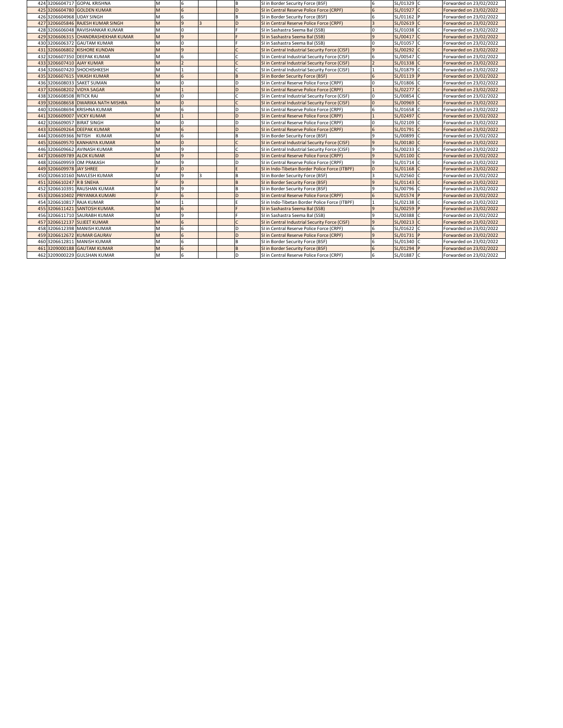| | | | | | | | | | | | | |
|---|---|---|---|---|---|---|---|---|---|---|---|---|
| 424 | 3206604717 | GOPAL KRISHNA | M | 6 | | | B | SI in Border Security Force (BSF) | 6 | SL/01329 | C | Forwarded on 23/02/2022 |
| 425 | 3206604780 | GOLDEN KUMAR | M | 6 | | | D | SI in Central Reserve Police Force (CRPF) | 6 | SL/01927 | C | Forwarded on 23/02/2022 |
| 426 | 3206604968 | UDAY SINGH | M | 6 | | | B | SI in Border Security Force (BSF) | 6 | SL/01162 | P | Forwarded on 23/02/2022 |
| 427 | 3206605846 | RAJESH KUMAR SINGH | M | 9 | 3 | | D | SI in Central Reserve Police Force (CRPF) | 3 | SL/02619 | C | Forwarded on 23/02/2022 |
| 428 | 3206606048 | RAVISHANKAR KUMAR | M | 0 | | | F | SI in Sashastra Seema Bal (SSB) | 0 | SL/01038 | C | Forwarded on 23/02/2022 |
| 429 | 3206606315 | CHANDRASHEKHAR KUMAR | M | 9 | | | F | SI in Sashastra Seema Bal (SSB) | 9 | SL/00417 | C | Forwarded on 23/02/2022 |
| 430 | 3206606372 | GAUTAM KUMAR | M | 0 | | | F | SI in Sashastra Seema Bal (SSB) | 0 | SL/01057 | C | Forwarded on 23/02/2022 |
| 431 | 3206606802 | KISHORE KUNDAN | M | 9 | | | C | SI in Central Industrial Security Force (CISF) | 9 | SL/00292 | C | Forwarded on 23/02/2022 |
| 432 | 3206607350 | DEEPAK KUMAR | M | 6 | | | C | SI in Central Industrial Security Force (CISF) | 6 | SL/00547 | C | Forwarded on 23/02/2022 |
| 433 | 3206607410 | AJAY KUMAR | M | 2 | | | C | SI in Central Industrial Security Force (CISF) | 2 | SL/01338 | C | Forwarded on 23/02/2022 |
| 434 | 3206607420 | SHOCHISHKESH | M | 1 | | | C | SI in Central Industrial Security Force (CISF) | 1 | SL/01879 | C | Forwarded on 23/02/2022 |
| 435 | 3206607615 | VIKASH KUMAR | M | 6 | | | B | SI in Border Security Force (BSF) | 6 | SL/01119 | P | Forwarded on 23/02/2022 |
| 436 | 3206608033 | SAKET SUMAN | M | 0 | | | D | SI in Central Reserve Police Force (CRPF) | 0 | SL/01806 | C | Forwarded on 23/02/2022 |
| 437 | 3206608202 | VIDYA SAGAR | M | 1 | | | D | SI in Central Reserve Police Force (CRPF) | 1 | SL/02277 | C | Forwarded on 23/02/2022 |
| 438 | 3206608508 | RITICK RAJ | M | 0 | | | C | SI in Central Industrial Security Force (CISF) | 0 | SL/00854 | C | Forwarded on 23/02/2022 |
| 439 | 3206608658 | DWARIKA NATH MISHRA | M | 0 | | | C | SI in Central Industrial Security Force (CISF) | 0 | SL/00969 | C | Forwarded on 23/02/2022 |
| 440 | 3206608694 | KRISHNA KUMAR | M | 6 | | | D | SI in Central Reserve Police Force (CRPF) | 6 | SL/01658 | C | Forwarded on 23/02/2022 |
| 441 | 3206609007 | VICKY KUMAR | M | 1 | | | D | SI in Central Reserve Police Force (CRPF) | 1 | SL/02497 | C | Forwarded on 23/02/2022 |
| 442 | 3206609057 | BIRAT SINGH | M | 0 | | | D | SI in Central Reserve Police Force (CRPF) | 0 | SL/02109 | C | Forwarded on 23/02/2022 |
| 443 | 3206609264 | DEEPAK KUMAR | M | 6 | | | D | SI in Central Reserve Police Force (CRPF) | 6 | SL/01791 | C | Forwarded on 23/02/2022 |
| 444 | 3206609366 | NITISH KUMAR | M | 6 | | | B | SI in Border Security Force (BSF) | 9 | SL/00899 | C | Forwarded on 23/02/2022 |
| 445 | 3206609570 | KANHAIYA KUMAR | M | 0 | | | C | SI in Central Industrial Security Force (CISF) | 9 | SL/00180 | C | Forwarded on 23/02/2022 |
| 446 | 3206609662 | AVINASH KUMAR | M | 9 | | | C | SI in Central Industrial Security Force (CISF) | 9 | SL/00233 | C | Forwarded on 23/02/2022 |
| 447 | 3206609789 | ALOK KUMAR | M | 9 | | | D | SI in Central Reserve Police Force (CRPF) | 9 | SL/01100 | C | Forwarded on 23/02/2022 |
| 448 | 3206609959 | OM PRAKASH | M | 9 | | | D | SI in Central Reserve Police Force (CRPF) | 9 | SL/01714 | C | Forwarded on 23/02/2022 |
| 449 | 3206609978 | JAY SHREE | F | 0 | | | E | SI in Indo-Tibetan Border Police Force (ITBPF) | 0 | SL/01168 | C | Forwarded on 23/02/2022 |
| 450 | 3206610160 | NAVLESH KUMAR | M | 9 | 3 | | B | SI in Border Security Force (BSF) | 3 | SL/02560 | C | Forwarded on 23/02/2022 |
| 451 | 3206610247 | R B SNEHA | F | 9 | | | B | SI in Border Security Force (BSF) | 9 | SL/01143 | C | Forwarded on 23/02/2022 |
| 452 | 3206610391 | RAUSHAN KUMAR | M | 9 | | | B | SI in Border Security Force (BSF) | 9 | SL/00796 | C | Forwarded on 23/02/2022 |
| 453 | 3206610402 | PRIYANKA KUMARI | F | 6 | | | D | SI in Central Reserve Police Force (CRPF) | 6 | SL/01574 | P | Forwarded on 23/02/2022 |
| 454 | 3206610817 | RAJA KUMAR | M | 1 | | | E | SI in Indo-Tibetan Border Police Force (ITBPF) | 1 | SL/02138 | C | Forwarded on 23/02/2022 |
| 455 | 3206611421 | SANTOSH KUMAR. | M | 6 | | | F | SI in Sashastra Seema Bal (SSB) | 9 | SL/00259 | P | Forwarded on 23/02/2022 |
| 456 | 3206611710 | SAURABH KUMAR | M | 9 | | | F | SI in Sashastra Seema Bal (SSB) | 9 | SL/00388 | C | Forwarded on 23/02/2022 |
| 457 | 3206612137 | SUJEET KUMAR | M | 6 | | | C | SI in Central Industrial Security Force (CISF) | 9 | SL/00213 | C | Forwarded on 23/02/2022 |
| 458 | 3206612398 | MANISH KUMAR | M | 6 | | | D | SI in Central Reserve Police Force (CRPF) | 6 | SL/01622 | C | Forwarded on 23/02/2022 |
| 459 | 3206612672 | KUMAR GAURAV | M | 6 | | | D | SI in Central Reserve Police Force (CRPF) | 9 | SL/01731 | P | Forwarded on 23/02/2022 |
| 460 | 3206612811 | MANISH KUMAR | M | 6 | | | B | SI in Border Security Force (BSF) | 6 | SL/01340 | C | Forwarded on 23/02/2022 |
| 461 | 3209000188 | GAUTAM KUMAR | M | 6 | | | B | SI in Border Security Force (BSF) | 6 | SL/01294 | P | Forwarded on 23/02/2022 |
| 462 | 3209000229 | GULSHAN KUMAR | M | 6 | | | D | SI in Central Reserve Police Force (CRPF) | 6 | SL/01887 | C | Forwarded on 23/02/2022 |